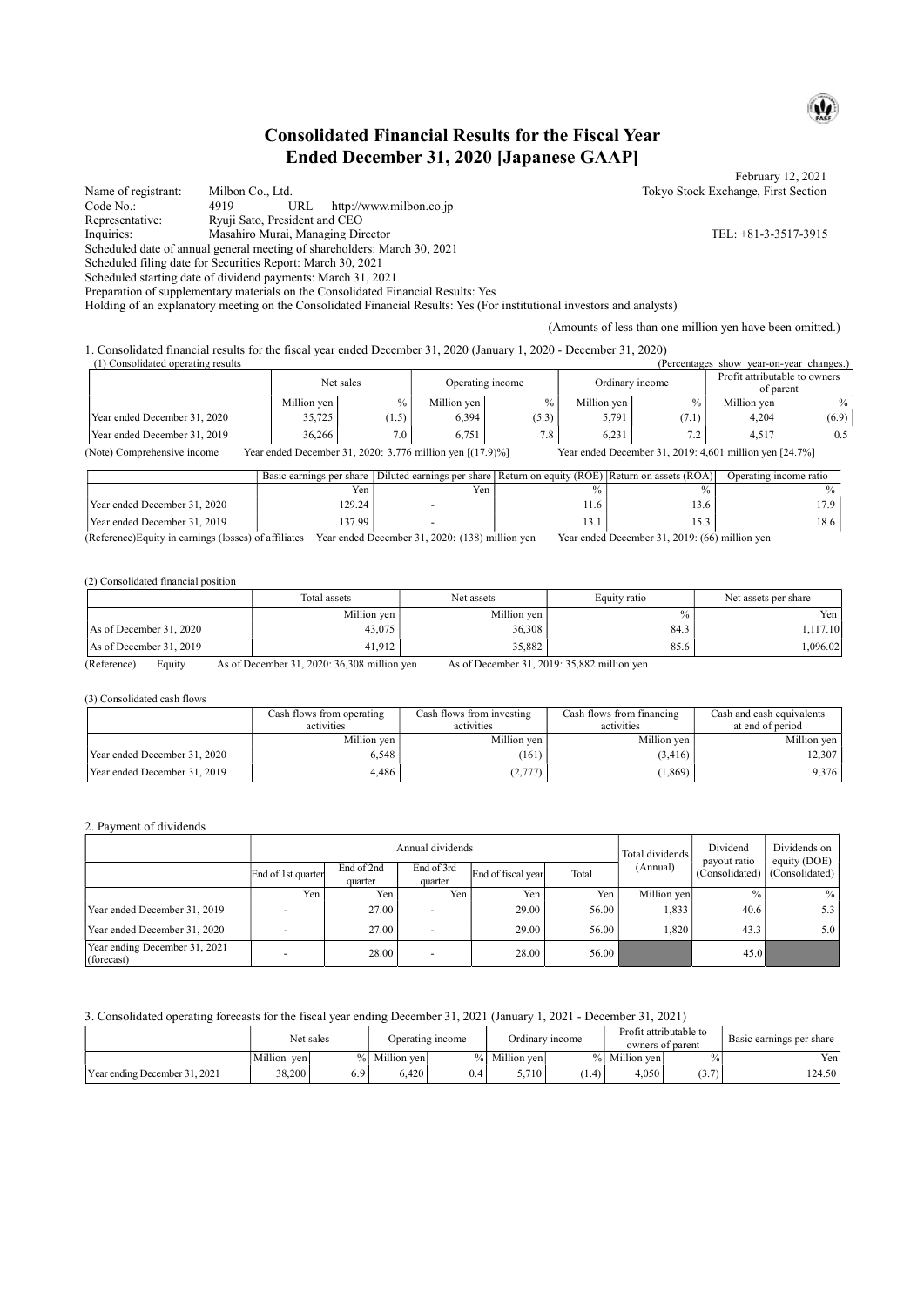# Consolidated Financial Results for the Fiscal Year Ended December 31, 2020 [Japanese GAAP]

February 12, 2021

Name of registrant: Milbon Co., Ltd. Tokyo Stock Exchange, First Section
Code No.: 4919 URL http://www.milbon.co.jp
Representative: Ryuji Sato, President and CEO
Inquiries: Masahiro Murai, Managing Director TEL: +81-3-3517-3915
Scheduled date of annual general meeting of shareholders: March 30, 2021
Scheduled filing date for Securities Report: March 30, 2021
Scheduled starting date of dividend payments: March 31, 2021
Preparation of supplementary materials on the Consolidated Financial Results: Yes
Holding of an explanatory meeting on the Consolidated Financial Results: Yes (For institutional investors and analysts)

(Amounts of less than one million yen have been omitted.)

1. Consolidated financial results for the fiscal year ended December 31, 2020 (January 1, 2020 - December 31, 2020)

(1) Consolidated operating results (Percentages show year-on-year changes.)

| | Net sales | | Operating income | | Ordinary income | | Profit attributable to owners of parent | |
|---|---|---|---|---|---|---|---|---|
| | Million yen | % | Million yen | % | Million yen | % | Million yen | % |
| Year ended December 31, 2020 | 35,725 | (1.5) | 6,394 | (5.3) | 5,791 | (7.1) | 4,204 | (6.9) |
| Year ended December 31, 2019 | 36,266 | 7.0 | 6,751 | 7.8 | 6,231 | 7.2 | 4,517 | 0.5 |

(Note) Comprehensive income Year ended December 31, 2020: 3,776 million yen [(17.9)%] Year ended December 31, 2019: 4,601 million yen [24.7%]

| | Basic earnings per share | Diluted earnings per share | Return on equity (ROE) | Return on assets (ROA) | Operating income ratio |
|---|---|---|---|---|---|
| | Yen | Yen | % | % | % |
| Year ended December 31, 2020 | 129.24 | - | 11.6 | 13.6 | 17.9 |
| Year ended December 31, 2019 | 137.99 | - | 13.1 | 15.3 | 18.6 |

(Reference)Equity in earnings (losses) of affiliates Year ended December 31, 2020: (138) million yen Year ended December 31, 2019: (66) million yen

(2) Consolidated financial position

| | Total assets | Net assets | Equity ratio | Net assets per share |
|---|---|---|---|---|
| | Million yen | Million yen | % | Yen |
| As of December 31, 2020 | 43,075 | 36,308 | 84.3 | 1,117.10 |
| As of December 31, 2019 | 41,912 | 35,882 | 85.6 | 1,096.02 |

(Reference) Equity As of December 31, 2020: 36,308 million yen As of December 31, 2019: 35,882 million yen

(3) Consolidated cash flows

| | Cash flows from operating activities | Cash flows from investing activities | Cash flows from financing activities | Cash and cash equivalents at end of period |
|---|---|---|---|---|
| | Million yen | Million yen | Million yen | Million yen |
| Year ended December 31, 2020 | 6,548 | (161) | (3,416) | 12,307 |
| Year ended December 31, 2019 | 4,486 | (2,777) | (1,869) | 9,376 |

2. Payment of dividends

| | Annual dividends | | | | | Total dividends (Annual) | Dividend payout ratio (Consolidated) | Dividends on equity (DOE) (Consolidated) |
|---|---|---|---|---|---|---|---|---|
| | End of 1st quarter | End of 2nd quarter | End of 3rd quarter | End of fiscal year | Total | | | |
| | Yen | Yen | Yen | Yen | Yen | Million yen | % | % |
| Year ended December 31, 2019 | - | 27.00 | - | 29.00 | 56.00 | 1,833 | 40.6 | 5.3 |
| Year ended December 31, 2020 | - | 27.00 | - | 29.00 | 56.00 | 1,820 | 43.3 | 5.0 |
| Year ending December 31, 2021 (forecast) | - | 28.00 | - | 28.00 | 56.00 | | 45.0 | |

3. Consolidated operating forecasts for the fiscal year ending December 31, 2021 (January 1, 2021 - December 31, 2021)

| | Net sales | | Operating income | | Ordinary income | | Profit attributable to owners of parent | | Basic earnings per share |
|---|---|---|---|---|---|---|---|---|---|
| | Million yen | % | Million yen | % | Million yen | % | Million yen | % | Yen |
| Year ending December 31, 2021 | 38,200 | 6.9 | 6,420 | 0.4 | 5,710 | (1.4) | 4,050 | (3.7) | 124.50 |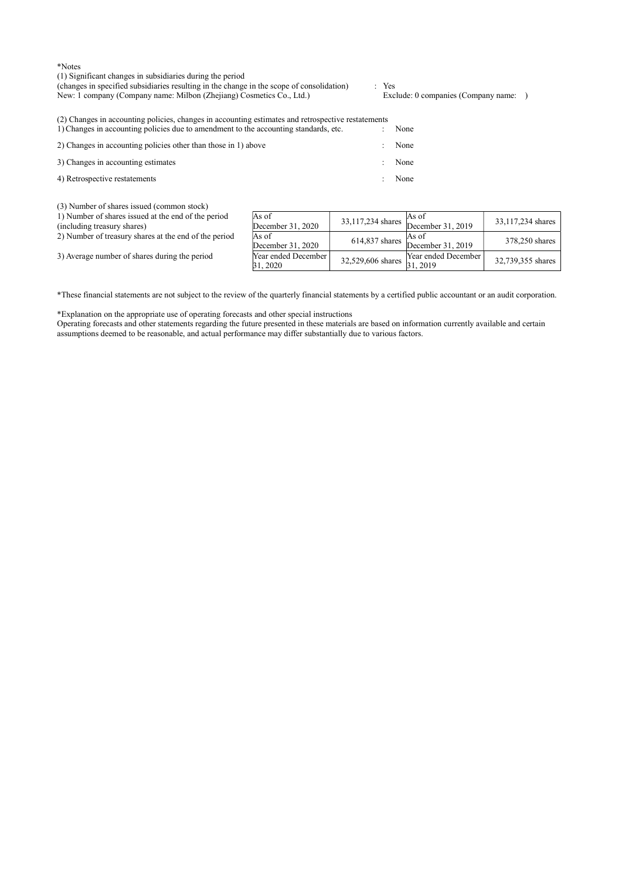*Notes

(1) Significant changes in subsidiaries during the period
(changes in specified subsidiaries resulting in the change in the scope of consolidation) : Yes
New: 1 company (Company name: Milbon (Zhejiang) Cosmetics Co., Ltd.) Exclude: 0 companies (Company name: )

(2) Changes in accounting policies, changes in accounting estimates and retrospective restatements

1) Changes in accounting policies due to amendment to the accounting standards, etc. : None

2) Changes in accounting policies other than those in 1) above : None

3) Changes in accounting estimates : None

4) Retrospective restatements : None

(3) Number of shares issued (common stock)

| | | | | |
|---|---|---|---|---|
| 1) Number of shares issued at the end of the period (including treasury shares) | As of December 31, 2020 | 33,117,234 shares | As of December 31, 2019 | 33,117,234 shares |
| 2) Number of treasury shares at the end of the period | As of December 31, 2020 | 614,837 shares | As of December 31, 2019 | 378,250 shares |
| 3) Average number of shares during the period | Year ended December 31, 2020 | 32,529,606 shares | Year ended December 31, 2019 | 32,739,355 shares |

*These financial statements are not subject to the review of the quarterly financial statements by a certified public accountant or an audit corporation.

*Explanation on the appropriate use of operating forecasts and other special instructions

Operating forecasts and other statements regarding the future presented in these materials are based on information currently available and certain assumptions deemed to be reasonable, and actual performance may differ substantially due to various factors.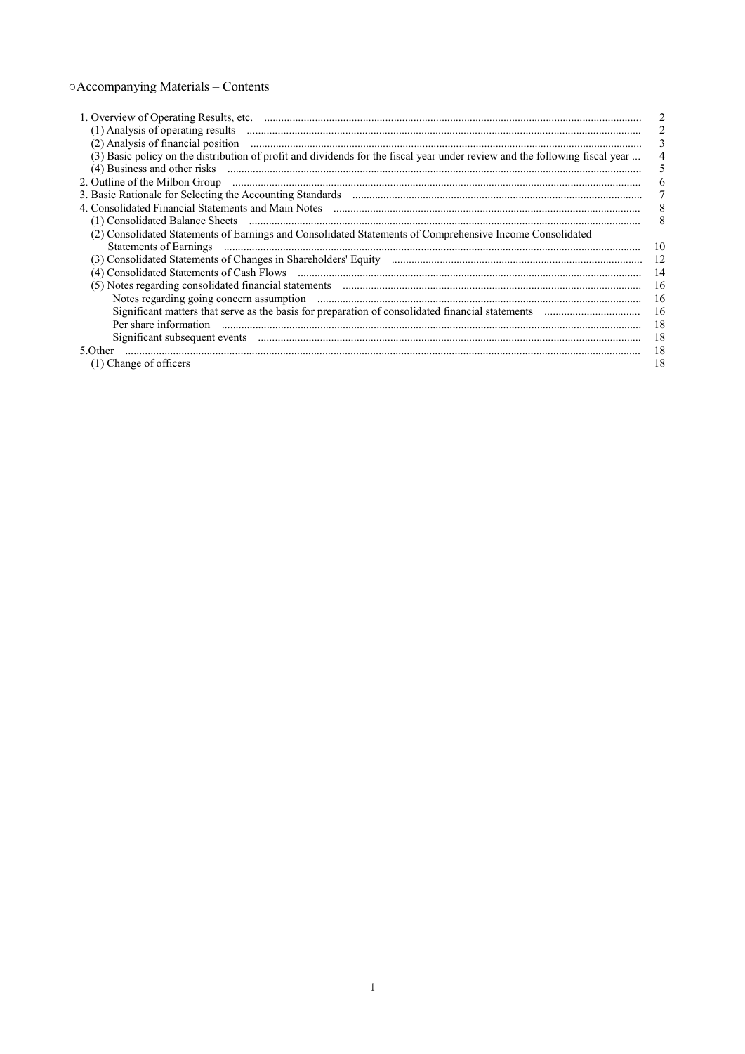○Accompanying Materials – Contents

| | |
|---|---|
| 1. Overview of Operating Results, etc. | 2 |
| (1) Analysis of operating results | 2 |
| (2) Analysis of financial position | 3 |
| (3) Basic policy on the distribution of profit and dividends for the fiscal year under review and the following fiscal year | 4 |
| (4) Business and other risks | 5 |
| 2. Outline of the Milbon Group | 6 |
| 3. Basic Rationale for Selecting the Accounting Standards | 7 |
| 4. Consolidated Financial Statements and Main Notes | 8 |
| (1) Consolidated Balance Sheets | 8 |
| (2) Consolidated Statements of Earnings and Consolidated Statements of Comprehensive Income Consolidated Statements of Earnings | 10 |
| (3) Consolidated Statements of Changes in Shareholders' Equity | 12 |
| (4) Consolidated Statements of Cash Flows | 14 |
| (5) Notes regarding consolidated financial statements | 16 |
| Notes regarding going concern assumption | 16 |
| Significant matters that serve as the basis for preparation of consolidated financial statements | 16 |
| Per share information | 18 |
| Significant subsequent events | 18 |
| 5.Other | 18 |
| (1) Change of officers | 18 |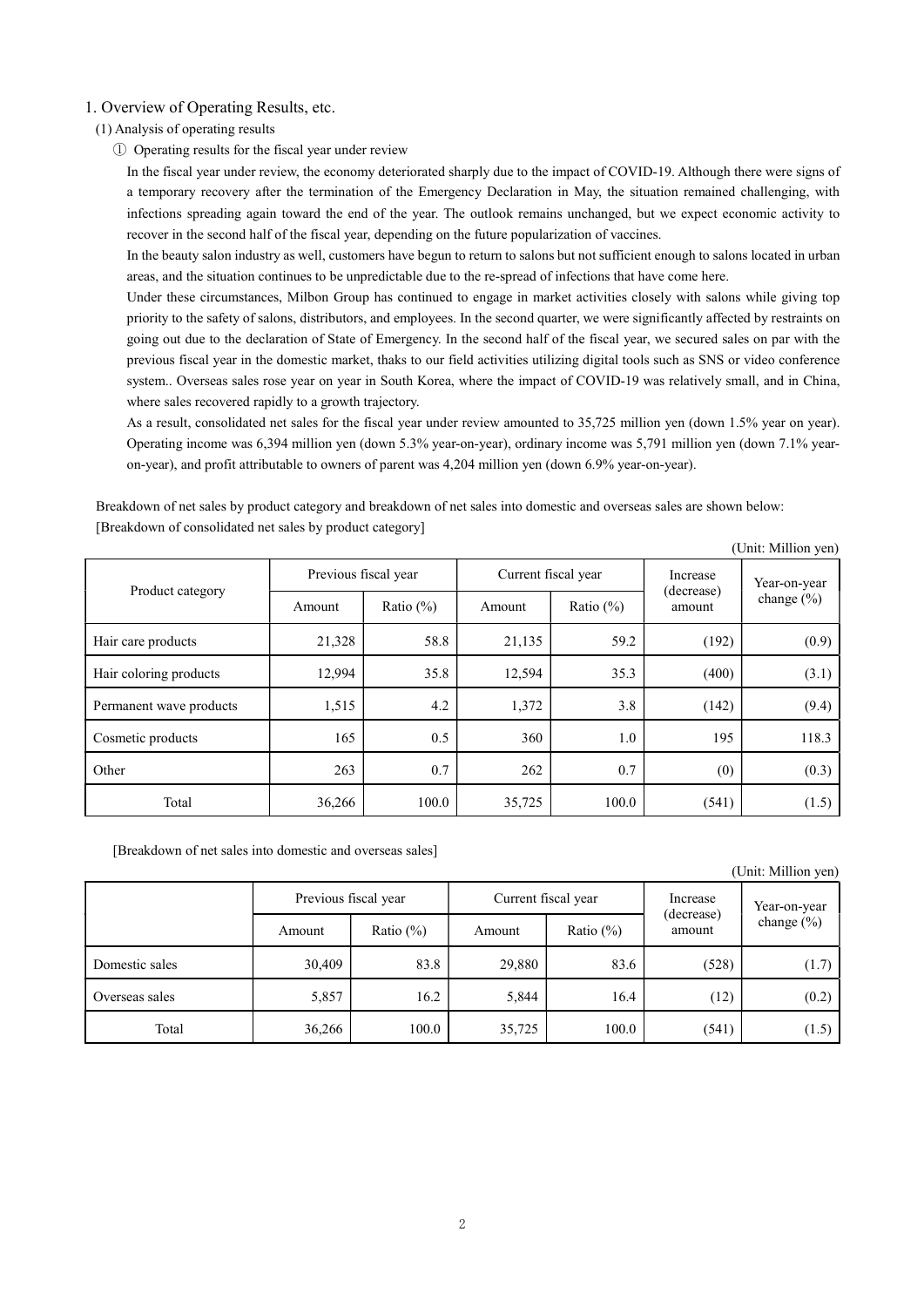# 1. Overview of Operating Results, etc.

## (1) Analysis of operating results

### ① Operating results for the fiscal year under review

In the fiscal year under review, the economy deteriorated sharply due to the impact of COVID-19. Although there were signs of a temporary recovery after the termination of the Emergency Declaration in May, the situation remained challenging, with infections spreading again toward the end of the year. The outlook remains unchanged, but we expect economic activity to recover in the second half of the fiscal year, depending on the future popularization of vaccines.

In the beauty salon industry as well, customers have begun to return to salons but not sufficient enough to salons located in urban areas, and the situation continues to be unpredictable due to the re-spread of infections that have come here.

Under these circumstances, Milbon Group has continued to engage in market activities closely with salons while giving top priority to the safety of salons, distributors, and employees. In the second quarter, we were significantly affected by restraints on going out due to the declaration of State of Emergency. In the second half of the fiscal year, we secured sales on par with the previous fiscal year in the domestic market, thaks to our field activities utilizing digital tools such as SNS or video conference system.. Overseas sales rose year on year in South Korea, where the impact of COVID-19 was relatively small, and in China, where sales recovered rapidly to a growth trajectory.

As a result, consolidated net sales for the fiscal year under review amounted to 35,725 million yen (down 1.5% year on year). Operating income was 6,394 million yen (down 5.3% year-on-year), ordinary income was 5,791 million yen (down 7.1% year-on-year), and profit attributable to owners of parent was 4,204 million yen (down 6.9% year-on-year).

Breakdown of net sales by product category and breakdown of net sales into domestic and overseas sales are shown below:

[Breakdown of consolidated net sales by product category]

(Unit: Million yen)

| Product category | Previous fiscal year | | Current fiscal year | | Increase (decrease) amount | Year-on-year change (%) |
|---|---|---|---|---|---|---|
| | Amount | Ratio (%) | Amount | Ratio (%) | | |
| Hair care products | 21,328 | 58.8 | 21,135 | 59.2 | (192) | (0.9) |
| Hair coloring products | 12,994 | 35.8 | 12,594 | 35.3 | (400) | (3.1) |
| Permanent wave products | 1,515 | 4.2 | 1,372 | 3.8 | (142) | (9.4) |
| Cosmetic products | 165 | 0.5 | 360 | 1.0 | 195 | 118.3 |
| Other | 263 | 0.7 | 262 | 0.7 | (0) | (0.3) |
| Total | 36,266 | 100.0 | 35,725 | 100.0 | (541) | (1.5) |

[Breakdown of net sales into domestic and overseas sales]

(Unit: Million yen)

| | Previous fiscal year | | Current fiscal year | | Increase (decrease) amount | Year-on-year change (%) |
|---|---|---|---|---|---|---|
| | Amount | Ratio (%) | Amount | Ratio (%) | | |
| Domestic sales | 30,409 | 83.8 | 29,880 | 83.6 | (528) | (1.7) |
| Overseas sales | 5,857 | 16.2 | 5,844 | 16.4 | (12) | (0.2) |
| Total | 36,266 | 100.0 | 35,725 | 100.0 | (541) | (1.5) |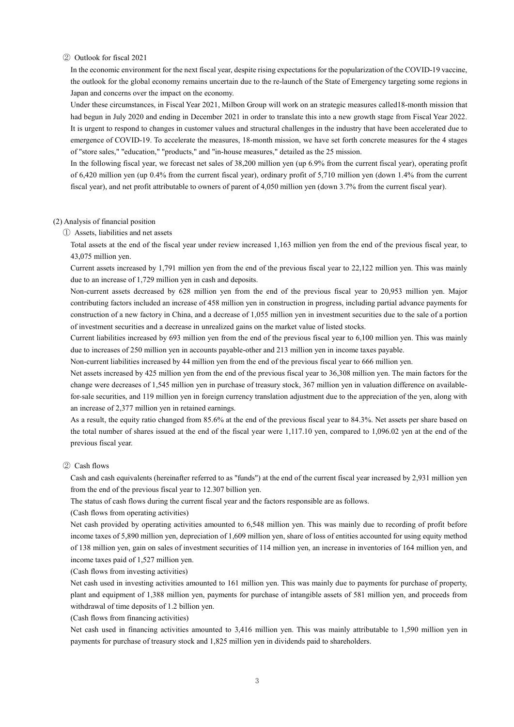② Outlook for fiscal 2021

In the economic environment for the next fiscal year, despite rising expectations for the popularization of the COVID-19 vaccine, the outlook for the global economy remains uncertain due to the re-launch of the State of Emergency targeting some regions in Japan and concerns over the impact on the economy.

Under these circumstances, in Fiscal Year 2021, Milbon Group will work on an strategic measures called18-month mission that had begun in July 2020 and ending in December 2021 in order to translate this into a new growth stage from Fiscal Year 2022. It is urgent to respond to changes in customer values and structural challenges in the industry that have been accelerated due to emergence of COVID-19. To accelerate the measures, 18-month mission, we have set forth concrete measures for the 4 stages of "store sales," "education," "products," and "in-house measures," detailed as the 25 mission.

In the following fiscal year, we forecast net sales of 38,200 million yen (up 6.9% from the current fiscal year), operating profit of 6,420 million yen (up 0.4% from the current fiscal year), ordinary profit of 5,710 million yen (down 1.4% from the current fiscal year), and net profit attributable to owners of parent of 4,050 million yen (down 3.7% from the current fiscal year).

(2) Analysis of financial position

① Assets, liabilities and net assets

Total assets at the end of the fiscal year under review increased 1,163 million yen from the end of the previous fiscal year, to 43,075 million yen.

Current assets increased by 1,791 million yen from the end of the previous fiscal year to 22,122 million yen. This was mainly due to an increase of 1,729 million yen in cash and deposits.

Non-current assets decreased by 628 million yen from the end of the previous fiscal year to 20,953 million yen. Major contributing factors included an increase of 458 million yen in construction in progress, including partial advance payments for construction of a new factory in China, and a decrease of 1,055 million yen in investment securities due to the sale of a portion of investment securities and a decrease in unrealized gains on the market value of listed stocks.

Current liabilities increased by 693 million yen from the end of the previous fiscal year to 6,100 million yen. This was mainly due to increases of 250 million yen in accounts payable-other and 213 million yen in income taxes payable.

Non-current liabilities increased by 44 million yen from the end of the previous fiscal year to 666 million yen.

Net assets increased by 425 million yen from the end of the previous fiscal year to 36,308 million yen. The main factors for the change were decreases of 1,545 million yen in purchase of treasury stock, 367 million yen in valuation difference on available-for-sale securities, and 119 million yen in foreign currency translation adjustment due to the appreciation of the yen, along with an increase of 2,377 million yen in retained earnings.

As a result, the equity ratio changed from 85.6% at the end of the previous fiscal year to 84.3%. Net assets per share based on the total number of shares issued at the end of the fiscal year were 1,117.10 yen, compared to 1,096.02 yen at the end of the previous fiscal year.

② Cash flows

Cash and cash equivalents (hereinafter referred to as "funds") at the end of the current fiscal year increased by 2,931 million yen from the end of the previous fiscal year to 12.307 billion yen.

The status of cash flows during the current fiscal year and the factors responsible are as follows.

(Cash flows from operating activities)

Net cash provided by operating activities amounted to 6,548 million yen. This was mainly due to recording of profit before income taxes of 5,890 million yen, depreciation of 1,609 million yen, share of loss of entities accounted for using equity method of 138 million yen, gain on sales of investment securities of 114 million yen, an increase in inventories of 164 million yen, and income taxes paid of 1,527 million yen.

(Cash flows from investing activities)

Net cash used in investing activities amounted to 161 million yen. This was mainly due to payments for purchase of property, plant and equipment of 1,388 million yen, payments for purchase of intangible assets of 581 million yen, and proceeds from withdrawal of time deposits of 1.2 billion yen.

(Cash flows from financing activities)

Net cash used in financing activities amounted to 3,416 million yen. This was mainly attributable to 1,590 million yen in payments for purchase of treasury stock and 1,825 million yen in dividends paid to shareholders.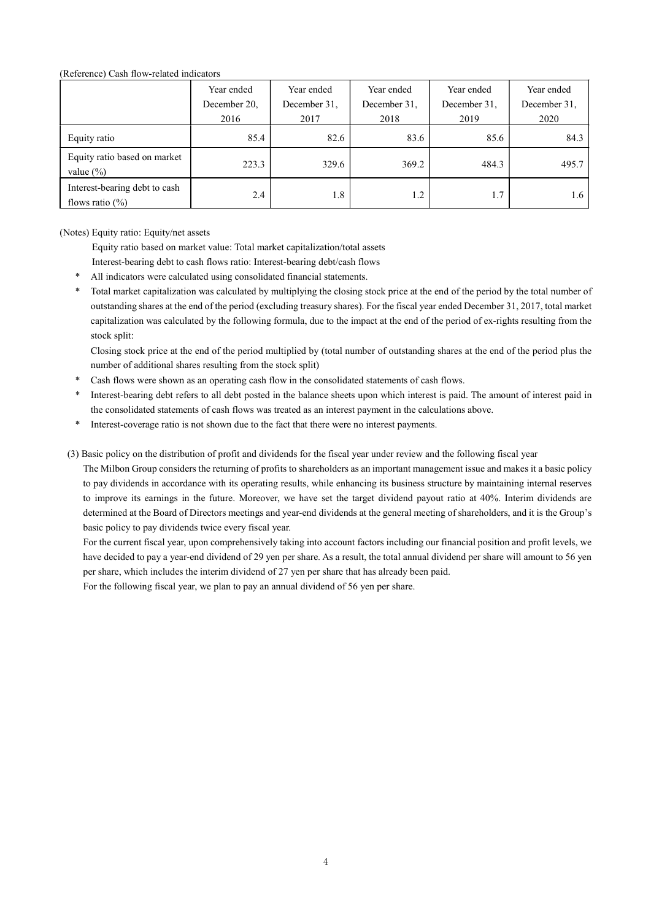(Reference) Cash flow-related indicators

| | Year ended December 20, 2016 | Year ended December 31, 2017 | Year ended December 31, 2018 | Year ended December 31, 2019 | Year ended December 31, 2020 |
|---|---|---|---|---|---|
| Equity ratio | 85.4 | 82.6 | 83.6 | 85.6 | 84.3 |
| Equity ratio based on market value (%) | 223.3 | 329.6 | 369.2 | 484.3 | 495.7 |
| Interest-bearing debt to cash flows ratio (%) | 2.4 | 1.8 | 1.2 | 1.7 | 1.6 |

(Notes) Equity ratio: Equity/net assets

Equity ratio based on market value: Total market capitalization/total assets

Interest-bearing debt to cash flows ratio: Interest-bearing debt/cash flows

- * All indicators were calculated using consolidated financial statements.
- * Total market capitalization was calculated by multiplying the closing stock price at the end of the period by the total number of outstanding shares at the end of the period (excluding treasury shares). For the fiscal year ended December 31, 2017, total market capitalization was calculated by the following formula, due to the impact at the end of the period of ex-rights resulting from the stock split:

  Closing stock price at the end of the period multiplied by (total number of outstanding shares at the end of the period plus the number of additional shares resulting from the stock split)
- * Cash flows were shown as an operating cash flow in the consolidated statements of cash flows.
- * Interest-bearing debt refers to all debt posted in the balance sheets upon which interest is paid. The amount of interest paid in the consolidated statements of cash flows was treated as an interest payment in the calculations above.
- * Interest-coverage ratio is not shown due to the fact that there were no interest payments.

(3) Basic policy on the distribution of profit and dividends for the fiscal year under review and the following fiscal year

The Milbon Group considers the returning of profits to shareholders as an important management issue and makes it a basic policy to pay dividends in accordance with its operating results, while enhancing its business structure by maintaining internal reserves to improve its earnings in the future. Moreover, we have set the target dividend payout ratio at 40%. Interim dividends are determined at the Board of Directors meetings and year-end dividends at the general meeting of shareholders, and it is the Group's basic policy to pay dividends twice every fiscal year.

For the current fiscal year, upon comprehensively taking into account factors including our financial position and profit levels, we have decided to pay a year-end dividend of 29 yen per share. As a result, the total annual dividend per share will amount to 56 yen per share, which includes the interim dividend of 27 yen per share that has already been paid.

For the following fiscal year, we plan to pay an annual dividend of 56 yen per share.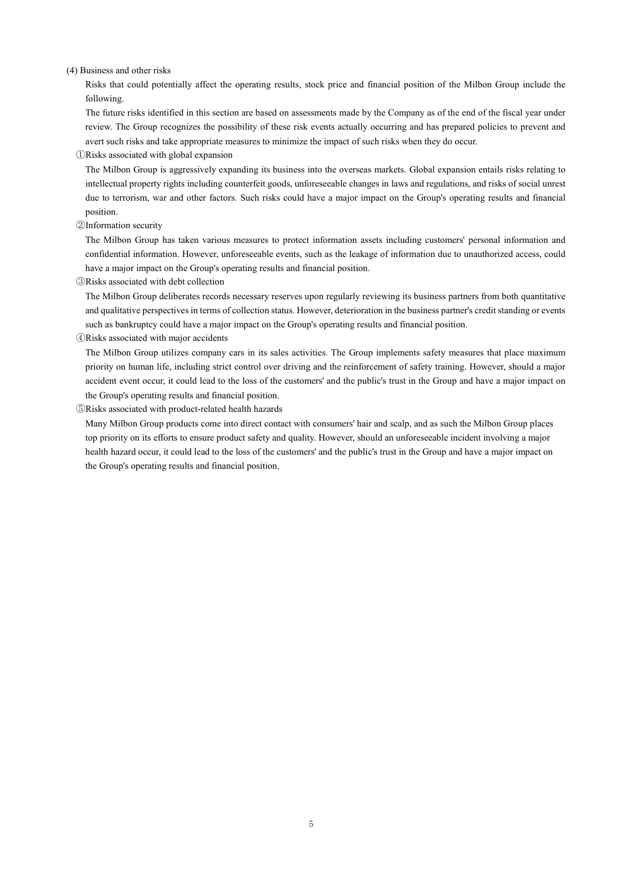### (4) Business and other risks

Risks that could potentially affect the operating results, stock price and financial position of the Milbon Group include the following.

The future risks identified in this section are based on assessments made by the Company as of the end of the fiscal year under review. The Group recognizes the possibility of these risk events actually occurring and has prepared policies to prevent and avert such risks and take appropriate measures to minimize the impact of such risks when they do occur.

①Risks associated with global expansion

The Milbon Group is aggressively expanding its business into the overseas markets. Global expansion entails risks relating to intellectual property rights including counterfeit goods, unforeseeable changes in laws and regulations, and risks of social unrest due to terrorism, war and other factors. Such risks could have a major impact on the Group's operating results and financial position.

②Information security

The Milbon Group has taken various measures to protect information assets including customers' personal information and confidential information. However, unforeseeable events, such as the leakage of information due to unauthorized access, could have a major impact on the Group's operating results and financial position.

③Risks associated with debt collection

The Milbon Group deliberates records necessary reserves upon regularly reviewing its business partners from both quantitative and qualitative perspectives in terms of collection status. However, deterioration in the business partner's credit standing or events such as bankruptcy could have a major impact on the Group's operating results and financial position.

④Risks associated with major accidents

The Milbon Group utilizes company cars in its sales activities. The Group implements safety measures that place maximum priority on human life, including strict control over driving and the reinforcement of safety training. However, should a major accident event occur, it could lead to the loss of the customers' and the public's trust in the Group and have a major impact on the Group's operating results and financial position.

⑤Risks associated with product-related health hazards

Many Milbon Group products come into direct contact with consumers' hair and scalp, and as such the Milbon Group places top priority on its efforts to ensure product safety and quality. However, should an unforeseeable incident involving a major health hazard occur, it could lead to the loss of the customers' and the public's trust in the Group and have a major impact on the Group's operating results and financial position.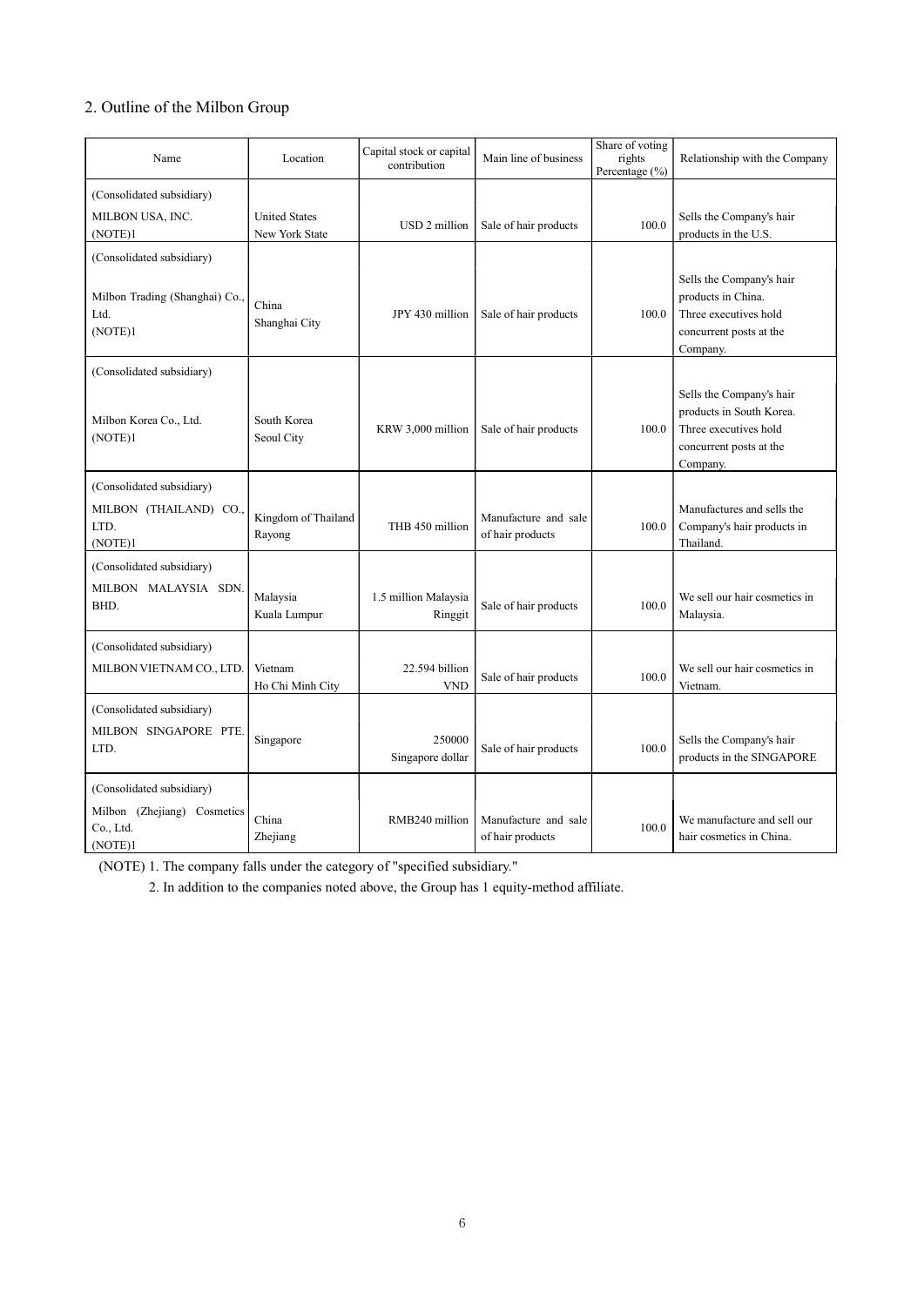## 2. Outline of the Milbon Group

| Name | Location | Capital stock or capital contribution | Main line of business | Share of voting rights Percentage (%) | Relationship with the Company |
|---|---|---|---|---|---|
| (Consolidated subsidiary) MILBON USA, INC. (NOTE)1 | United States New York State | USD 2 million | Sale of hair products | 100.0 | Sells the Company's hair products in the U.S. |
| (Consolidated subsidiary) Milbon Trading (Shanghai) Co., Ltd. (NOTE)1 | China Shanghai City | JPY 430 million | Sale of hair products | 100.0 | Sells the Company's hair products in China. Three executives hold concurrent posts at the Company. |
| (Consolidated subsidiary) Milbon Korea Co., Ltd. (NOTE)1 | South Korea Seoul City | KRW 3,000 million | Sale of hair products | 100.0 | Sells the Company's hair products in South Korea. Three executives hold concurrent posts at the Company. |
| (Consolidated subsidiary) MILBON (THAILAND) CO., LTD. (NOTE)1 | Kingdom of Thailand Rayong | THB 450 million | Manufacture and sale of hair products | 100.0 | Manufactures and sells the Company's hair products in Thailand. |
| (Consolidated subsidiary) MILBON MALAYSIA SDN. BHD. | Malaysia Kuala Lumpur | 1.5 million Malaysia Ringgit | Sale of hair products | 100.0 | We sell our hair cosmetics in Malaysia. |
| (Consolidated subsidiary) MILBON VIETNAM CO., LTD. | Vietnam Ho Chi Minh City | 22.594 billion VND | Sale of hair products | 100.0 | We sell our hair cosmetics in Vietnam. |
| (Consolidated subsidiary) MILBON SINGAPORE PTE. LTD. | Singapore | 250000 Singapore dollar | Sale of hair products | 100.0 | Sells the Company's hair products in the SINGAPORE |
| (Consolidated subsidiary) Milbon (Zhejiang) Cosmetics Co., Ltd. (NOTE)1 | China Zhejiang | RMB240 million | Manufacture and sale of hair products | 100.0 | We manufacture and sell our hair cosmetics in China. |

(NOTE) 1. The company falls under the category of "specified subsidiary."

2. In addition to the companies noted above, the Group has 1 equity-method affiliate.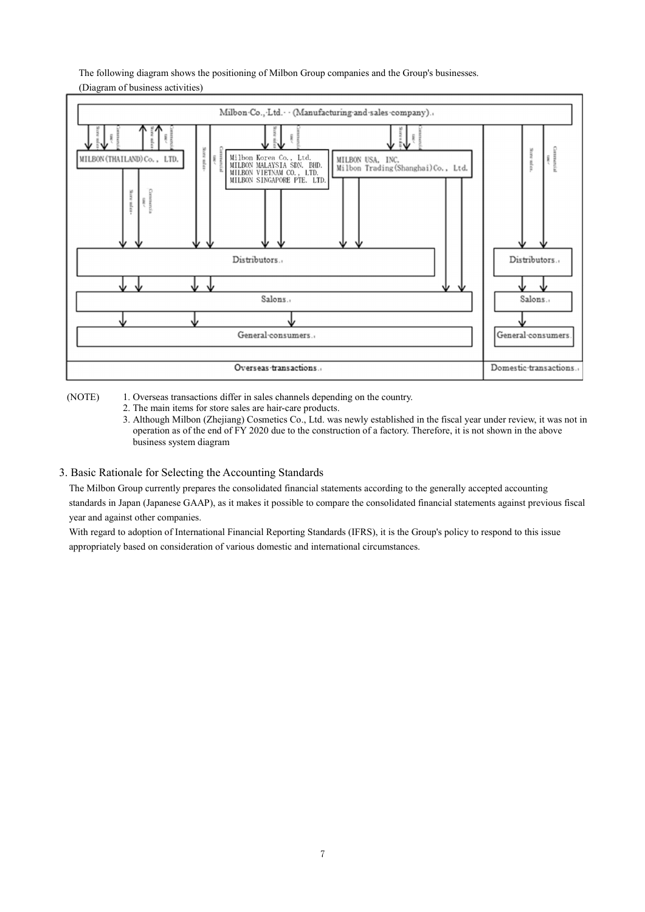The following diagram shows the positioning of Milbon Group companies and the Group's businesses.

(Diagram of business activities)

Milbon Co., Ltd. (Manufacturing and sales company)

MILBON (THAILAND) Co., LTD.

Milbon Korea Co., Ltd.
MILBON MALAYSIA SDN. BHD.
MILBON VIETNAM CO., LTD.
MILBON SINGAPORE PTE. LTD.

MILBON USA, INC.
Milbon Trading (Shanghai) Co., Ltd.

Store sales
Commercial use

Distributors
Salons
General consumers

Overseas transactions
Domestic transactions

(NOTE)
1. Overseas transactions differ in sales channels depending on the country.
2. The main items for store sales are hair-care products.
3. Although Milbon (Zhejiang) Cosmetics Co., Ltd. was newly established in the fiscal year under review, it was not in operation as of the end of FY 2020 due to the construction of a factory. Therefore, it is not shown in the above business system diagram

## 3. Basic Rationale for Selecting the Accounting Standards

The Milbon Group currently prepares the consolidated financial statements according to the generally accepted accounting standards in Japan (Japanese GAAP), as it makes it possible to compare the consolidated financial statements against previous fiscal year and against other companies.

With regard to adoption of International Financial Reporting Standards (IFRS), it is the Group's policy to respond to this issue appropriately based on consideration of various domestic and international circumstances.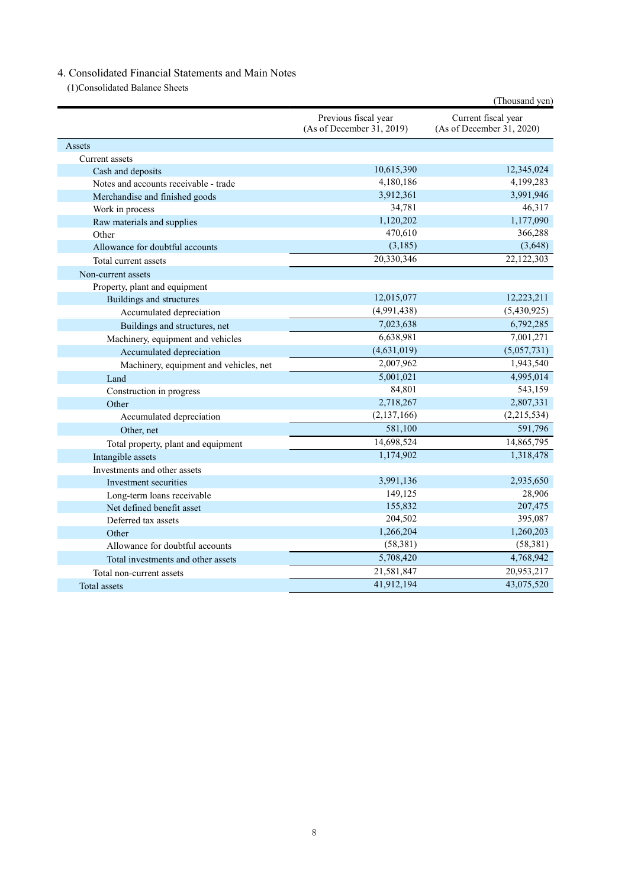## 4. Consolidated Financial Statements and Main Notes

### (1)Consolidated Balance Sheets

(Thousand yen)

| | Previous fiscal year (As of December 31, 2019) | Current fiscal year (As of December 31, 2020) |
|---|---|---|
| Assets | | |
| Current assets | | |
| Cash and deposits | 10,615,390 | 12,345,024 |
| Notes and accounts receivable - trade | 4,180,186 | 4,199,283 |
| Merchandise and finished goods | 3,912,361 | 3,991,946 |
| Work in process | 34,781 | 46,317 |
| Raw materials and supplies | 1,120,202 | 1,177,090 |
| Other | 470,610 | 366,288 |
| Allowance for doubtful accounts | (3,185) | (3,648) |
| Total current assets | 20,330,346 | 22,122,303 |
| Non-current assets | | |
| Property, plant and equipment | | |
| Buildings and structures | 12,015,077 | 12,223,211 |
| Accumulated depreciation | (4,991,438) | (5,430,925) |
| Buildings and structures, net | 7,023,638 | 6,792,285 |
| Machinery, equipment and vehicles | 6,638,981 | 7,001,271 |
| Accumulated depreciation | (4,631,019) | (5,057,731) |
| Machinery, equipment and vehicles, net | 2,007,962 | 1,943,540 |
| Land | 5,001,021 | 4,995,014 |
| Construction in progress | 84,801 | 543,159 |
| Other | 2,718,267 | 2,807,331 |
| Accumulated depreciation | (2,137,166) | (2,215,534) |
| Other, net | 581,100 | 591,796 |
| Total property, plant and equipment | 14,698,524 | 14,865,795 |
| Intangible assets | 1,174,902 | 1,318,478 |
| Investments and other assets | | |
| Investment securities | 3,991,136 | 2,935,650 |
| Long-term loans receivable | 149,125 | 28,906 |
| Net defined benefit asset | 155,832 | 207,475 |
| Deferred tax assets | 204,502 | 395,087 |
| Other | 1,266,204 | 1,260,203 |
| Allowance for doubtful accounts | (58,381) | (58,381) |
| Total investments and other assets | 5,708,420 | 4,768,942 |
| Total non-current assets | 21,581,847 | 20,953,217 |
| Total assets | 41,912,194 | 43,075,520 |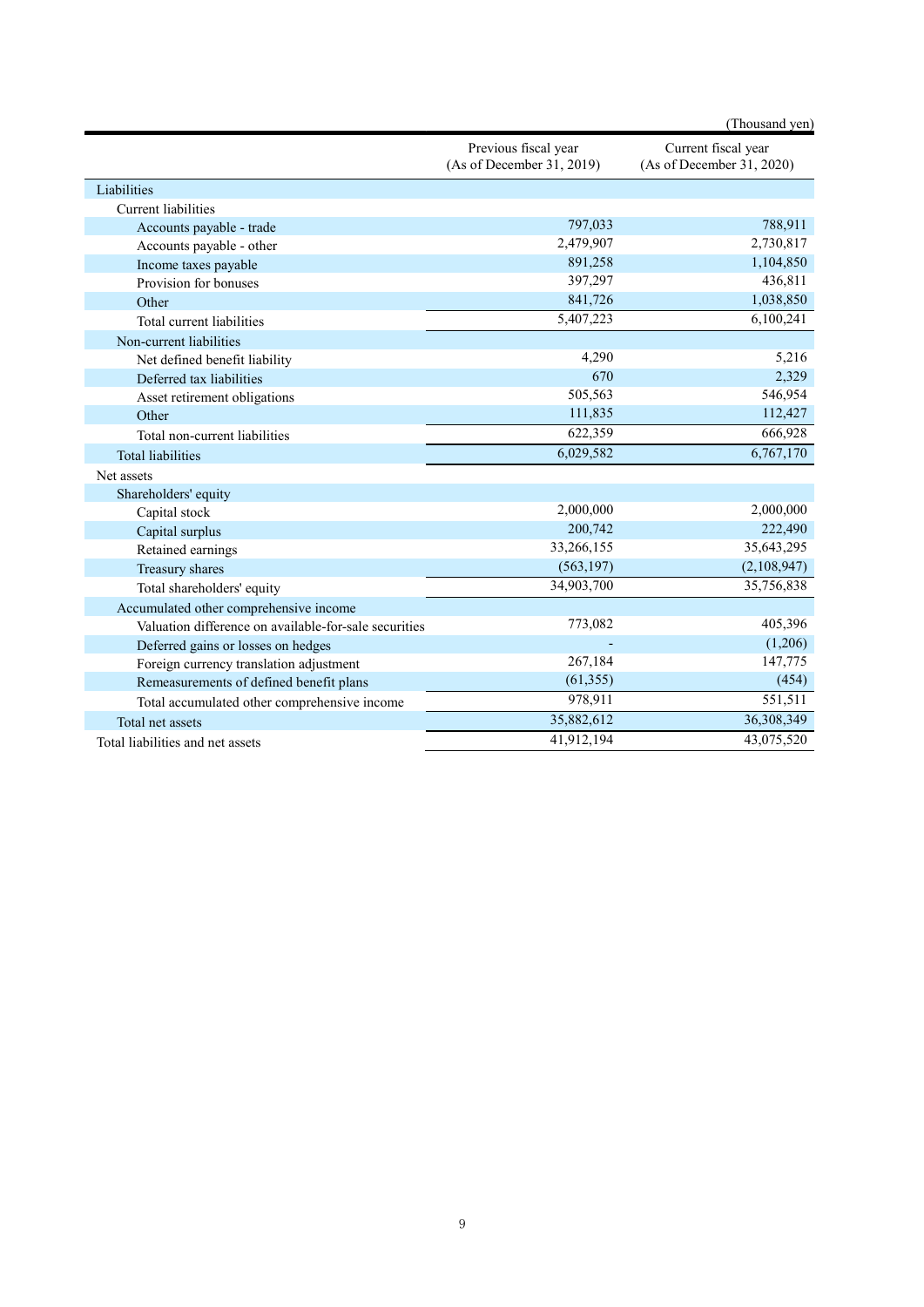(Thousand yen)

| | Previous fiscal year (As of December 31, 2019) | Current fiscal year (As of December 31, 2020) |
|---|---|---|
| Liabilities | | |
| Current liabilities | | |
| Accounts payable - trade | 797,033 | 788,911 |
| Accounts payable - other | 2,479,907 | 2,730,817 |
| Income taxes payable | 891,258 | 1,104,850 |
| Provision for bonuses | 397,297 | 436,811 |
| Other | 841,726 | 1,038,850 |
| Total current liabilities | 5,407,223 | 6,100,241 |
| Non-current liabilities | | |
| Net defined benefit liability | 4,290 | 5,216 |
| Deferred tax liabilities | 670 | 2,329 |
| Asset retirement obligations | 505,563 | 546,954 |
| Other | 111,835 | 112,427 |
| Total non-current liabilities | 622,359 | 666,928 |
| Total liabilities | 6,029,582 | 6,767,170 |
| Net assets | | |
| Shareholders' equity | | |
| Capital stock | 2,000,000 | 2,000,000 |
| Capital surplus | 200,742 | 222,490 |
| Retained earnings | 33,266,155 | 35,643,295 |
| Treasury shares | (563,197) | (2,108,947) |
| Total shareholders' equity | 34,903,700 | 35,756,838 |
| Accumulated other comprehensive income | | |
| Valuation difference on available-for-sale securities | 773,082 | 405,396 |
| Deferred gains or losses on hedges | - | (1,206) |
| Foreign currency translation adjustment | 267,184 | 147,775 |
| Remeasurements of defined benefit plans | (61,355) | (454) |
| Total accumulated other comprehensive income | 978,911 | 551,511 |
| Total net assets | 35,882,612 | 36,308,349 |
| Total liabilities and net assets | 41,912,194 | 43,075,520 |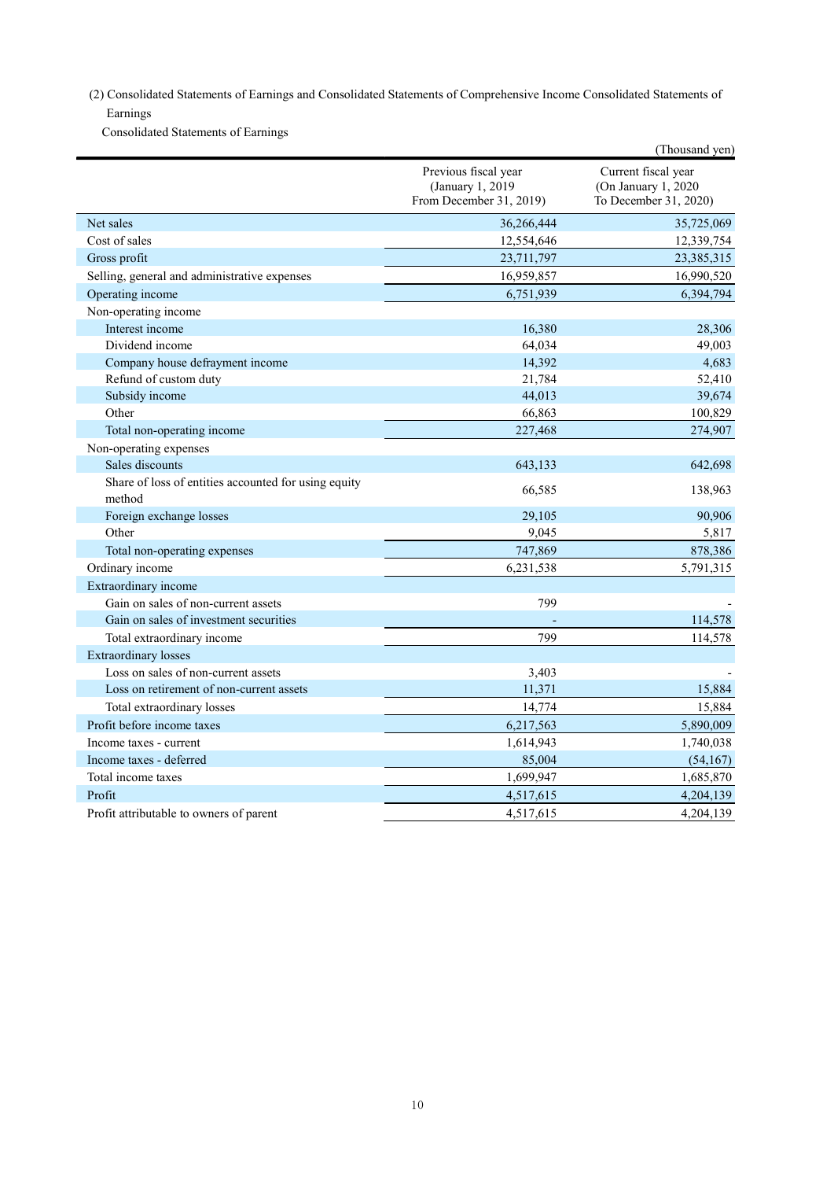(2) Consolidated Statements of Earnings and Consolidated Statements of Comprehensive Income Consolidated Statements of Earnings

Consolidated Statements of Earnings

(Thousand yen)

| | Previous fiscal year (January 1, 2019 From December 31, 2019) | Current fiscal year (On January 1, 2020 To December 31, 2020) |
|---|---|---|
| Net sales | 36,266,444 | 35,725,069 |
| Cost of sales | 12,554,646 | 12,339,754 |
| Gross profit | 23,711,797 | 23,385,315 |
| Selling, general and administrative expenses | 16,959,857 | 16,990,520 |
| Operating income | 6,751,939 | 6,394,794 |
| Non-operating income | | |
| Interest income | 16,380 | 28,306 |
| Dividend income | 64,034 | 49,003 |
| Company house defrayment income | 14,392 | 4,683 |
| Refund of custom duty | 21,784 | 52,410 |
| Subsidy income | 44,013 | 39,674 |
| Other | 66,863 | 100,829 |
| Total non-operating income | 227,468 | 274,907 |
| Non-operating expenses | | |
| Sales discounts | 643,133 | 642,698 |
| Share of loss of entities accounted for using equity method | 66,585 | 138,963 |
| Foreign exchange losses | 29,105 | 90,906 |
| Other | 9,045 | 5,817 |
| Total non-operating expenses | 747,869 | 878,386 |
| Ordinary income | 6,231,538 | 5,791,315 |
| Extraordinary income | | |
| Gain on sales of non-current assets | 799 | - |
| Gain on sales of investment securities | - | 114,578 |
| Total extraordinary income | 799 | 114,578 |
| Extraordinary losses | | |
| Loss on sales of non-current assets | 3,403 | - |
| Loss on retirement of non-current assets | 11,371 | 15,884 |
| Total extraordinary losses | 14,774 | 15,884 |
| Profit before income taxes | 6,217,563 | 5,890,009 |
| Income taxes - current | 1,614,943 | 1,740,038 |
| Income taxes - deferred | 85,004 | (54,167) |
| Total income taxes | 1,699,947 | 1,685,870 |
| Profit | 4,517,615 | 4,204,139 |
| Profit attributable to owners of parent | 4,517,615 | 4,204,139 |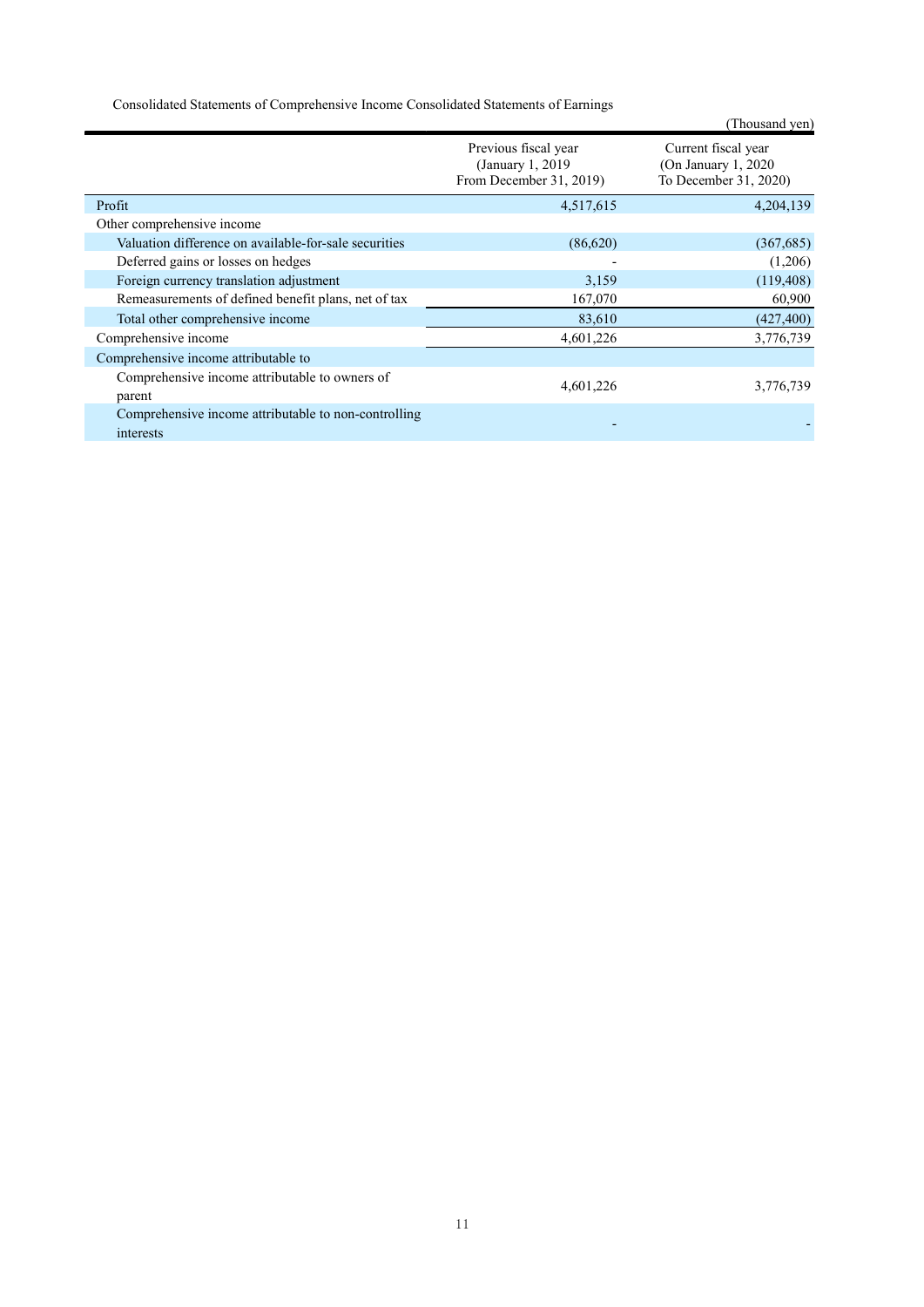Consolidated Statements of Comprehensive Income Consolidated Statements of Earnings

(Thousand yen)

| | Previous fiscal year (January 1, 2019 From December 31, 2019) | Current fiscal year (On January 1, 2020 To December 31, 2020) |
|---|---|---|
| Profit | 4,517,615 | 4,204,139 |
| Other comprehensive income | | |
| Valuation difference on available-for-sale securities | (86,620) | (367,685) |
| Deferred gains or losses on hedges | - | (1,206) |
| Foreign currency translation adjustment | 3,159 | (119,408) |
| Remeasurements of defined benefit plans, net of tax | 167,070 | 60,900 |
| Total other comprehensive income | 83,610 | (427,400) |
| Comprehensive income | 4,601,226 | 3,776,739 |
| Comprehensive income attributable to | | |
| Comprehensive income attributable to owners of parent | 4,601,226 | 3,776,739 |
| Comprehensive income attributable to non-controlling interests | - | - |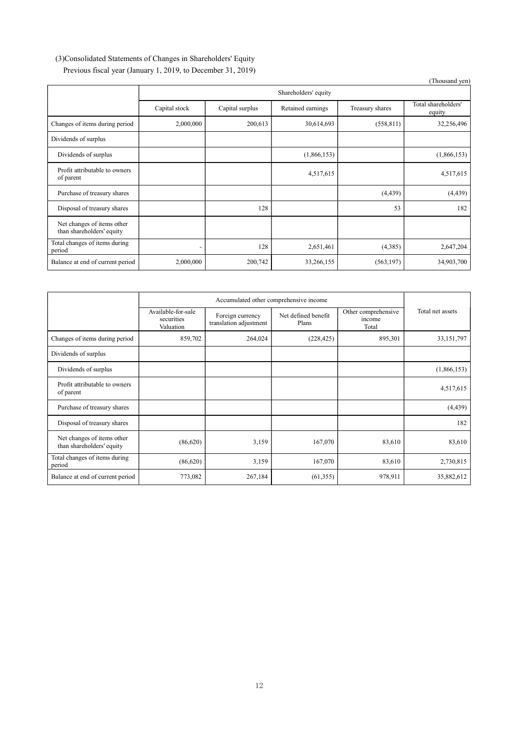(3)Consolidated Statements of Changes in Shareholders' Equity

Previous fiscal year (January 1, 2019, to December 31, 2019)

(Thousand yen)

| | Shareholders' equity | | | | |
|---|---|---|---|---|---|
| | Capital stock | Capital surplus | Retained earnings | Treasury shares | Total shareholders' equity |
| Changes of items during period | 2,000,000 | 200,613 | 30,614,693 | (558,811) | 32,256,496 |
| Dividends of surplus | | | | | |
| Dividends of surplus | | | (1,866,153) | | (1,866,153) |
| Profit attributable to owners of parent | | | 4,517,615 | | 4,517,615 |
| Purchase of treasury shares | | | | (4,439) | (4,439) |
| Disposal of treasury shares | | 128 | | 53 | 182 |
| Net changes of items other than shareholders' equity | | | | | |
| Total changes of items during period | - | 128 | 2,651,461 | (4,385) | 2,647,204 |
| Balance at end of current period | 2,000,000 | 200,742 | 33,266,155 | (563,197) | 34,903,700 |

| | Accumulated other comprehensive income | | | | Total net assets |
|---|---|---|---|---|---|
| | Available-for-sale securities Valuation | Foreign currency translation adjustment | Net defined benefit Plans | Other comprehensive income Total | |
| Changes of items during period | 859,702 | 264,024 | (228,425) | 895,301 | 33,151,797 |
| Dividends of surplus | | | | | |
| Dividends of surplus | | | | | (1,866,153) |
| Profit attributable to owners of parent | | | | | 4,517,615 |
| Purchase of treasury shares | | | | | (4,439) |
| Disposal of treasury shares | | | | | 182 |
| Net changes of items other than shareholders' equity | (86,620) | 3,159 | 167,070 | 83,610 | 83,610 |
| Total changes of items during period | (86,620) | 3,159 | 167,070 | 83,610 | 2,730,815 |
| Balance at end of current period | 773,082 | 267,184 | (61,355) | 978,911 | 35,882,612 |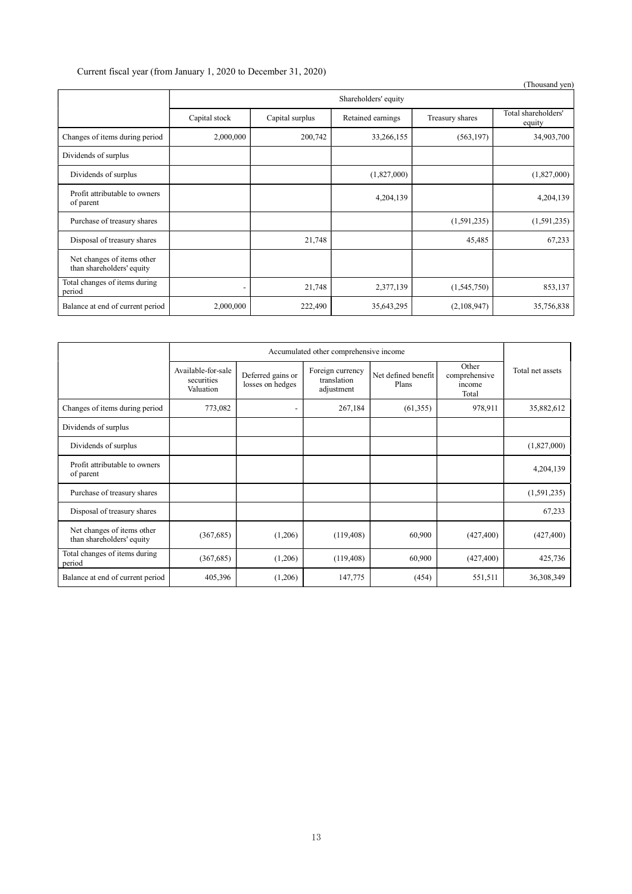Current fiscal year (from January 1, 2020 to December 31, 2020)

(Thousand yen)

| | Shareholders' equity | | | | |
|---|---|---|---|---|---|
| | Capital stock | Capital surplus | Retained earnings | Treasury shares | Total shareholders' equity |
| Changes of items during period | 2,000,000 | 200,742 | 33,266,155 | (563,197) | 34,903,700 |
| Dividends of surplus | | | | | |
| Dividends of surplus | | | (1,827,000) | | (1,827,000) |
| Profit attributable to owners of parent | | | 4,204,139 | | 4,204,139 |
| Purchase of treasury shares | | | | (1,591,235) | (1,591,235) |
| Disposal of treasury shares | | 21,748 | | 45,485 | 67,233 |
| Net changes of items other than shareholders' equity | | | | | |
| Total changes of items during period | - | 21,748 | 2,377,139 | (1,545,750) | 853,137 |
| Balance at end of current period | 2,000,000 | 222,490 | 35,643,295 | (2,108,947) | 35,756,838 |

| | Accumulated other comprehensive income | | | | | Total net assets |
|---|---|---|---|---|---|---|
| | Available-for-sale securities Valuation | Deferred gains or losses on hedges | Foreign currency translation adjustment | Net defined benefit Plans | Other comprehensive income Total | |
| Changes of items during period | 773,082 | - | 267,184 | (61,355) | 978,911 | 35,882,612 |
| Dividends of surplus | | | | | | |
| Dividends of surplus | | | | | | (1,827,000) |
| Profit attributable to owners of parent | | | | | | 4,204,139 |
| Purchase of treasury shares | | | | | | (1,591,235) |
| Disposal of treasury shares | | | | | | 67,233 |
| Net changes of items other than shareholders' equity | (367,685) | (1,206) | (119,408) | 60,900 | (427,400) | (427,400) |
| Total changes of items during period | (367,685) | (1,206) | (119,408) | 60,900 | (427,400) | 425,736 |
| Balance at end of current period | 405,396 | (1,206) | 147,775 | (454) | 551,511 | 36,308,349 |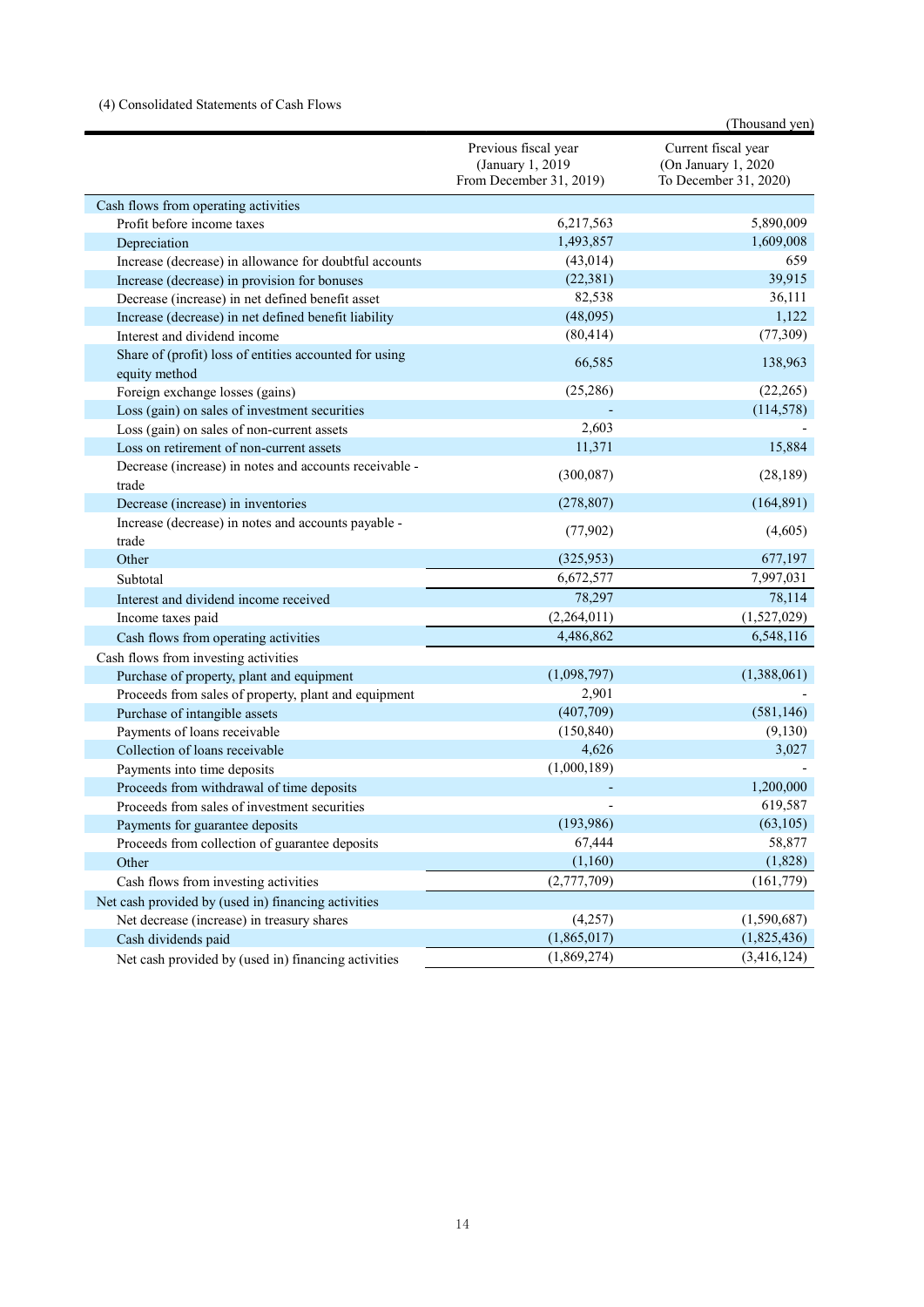(4) Consolidated Statements of Cash Flows

(Thousand yen)

| | Previous fiscal year (January 1, 2019 From December 31, 2019) | Current fiscal year (On January 1, 2020 To December 31, 2020) |
|---|---|---|
| Cash flows from operating activities | | |
| Profit before income taxes | 6,217,563 | 5,890,009 |
| Depreciation | 1,493,857 | 1,609,008 |
| Increase (decrease) in allowance for doubtful accounts | (43,014) | 659 |
| Increase (decrease) in provision for bonuses | (22,381) | 39,915 |
| Decrease (increase) in net defined benefit asset | 82,538 | 36,111 |
| Increase (decrease) in net defined benefit liability | (48,095) | 1,122 |
| Interest and dividend income | (80,414) | (77,309) |
| Share of (profit) loss of entities accounted for using equity method | 66,585 | 138,963 |
| Foreign exchange losses (gains) | (25,286) | (22,265) |
| Loss (gain) on sales of investment securities | - | (114,578) |
| Loss (gain) on sales of non-current assets | 2,603 | - |
| Loss on retirement of non-current assets | 11,371 | 15,884 |
| Decrease (increase) in notes and accounts receivable - trade | (300,087) | (28,189) |
| Decrease (increase) in inventories | (278,807) | (164,891) |
| Increase (decrease) in notes and accounts payable - trade | (77,902) | (4,605) |
| Other | (325,953) | 677,197 |
| Subtotal | 6,672,577 | 7,997,031 |
| Interest and dividend income received | 78,297 | 78,114 |
| Income taxes paid | (2,264,011) | (1,527,029) |
| Cash flows from operating activities | 4,486,862 | 6,548,116 |
| Cash flows from investing activities | | |
| Purchase of property, plant and equipment | (1,098,797) | (1,388,061) |
| Proceeds from sales of property, plant and equipment | 2,901 | - |
| Purchase of intangible assets | (407,709) | (581,146) |
| Payments of loans receivable | (150,840) | (9,130) |
| Collection of loans receivable | 4,626 | 3,027 |
| Payments into time deposits | (1,000,189) | - |
| Proceeds from withdrawal of time deposits | - | 1,200,000 |
| Proceeds from sales of investment securities | - | 619,587 |
| Payments for guarantee deposits | (193,986) | (63,105) |
| Proceeds from collection of guarantee deposits | 67,444 | 58,877 |
| Other | (1,160) | (1,828) |
| Cash flows from investing activities | (2,777,709) | (161,779) |
| Net cash provided by (used in) financing activities | | |
| Net decrease (increase) in treasury shares | (4,257) | (1,590,687) |
| Cash dividends paid | (1,865,017) | (1,825,436) |
| Net cash provided by (used in) financing activities | (1,869,274) | (3,416,124) |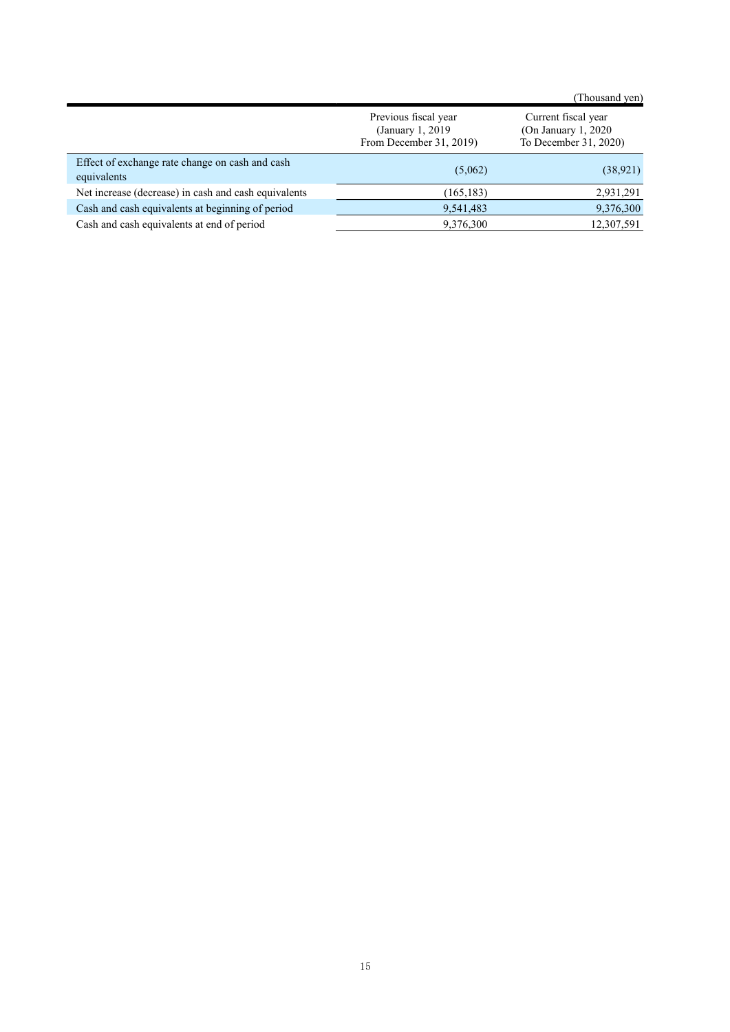(Thousand yen)

| | Previous fiscal year (January 1, 2019 From December 31, 2019) | Current fiscal year (On January 1, 2020 To December 31, 2020) |
|---|---|---|
| Effect of exchange rate change on cash and cash equivalents | (5,062) | (38,921) |
| Net increase (decrease) in cash and cash equivalents | (165,183) | 2,931,291 |
| Cash and cash equivalents at beginning of period | 9,541,483 | 9,376,300 |
| Cash and cash equivalents at end of period | 9,376,300 | 12,307,591 |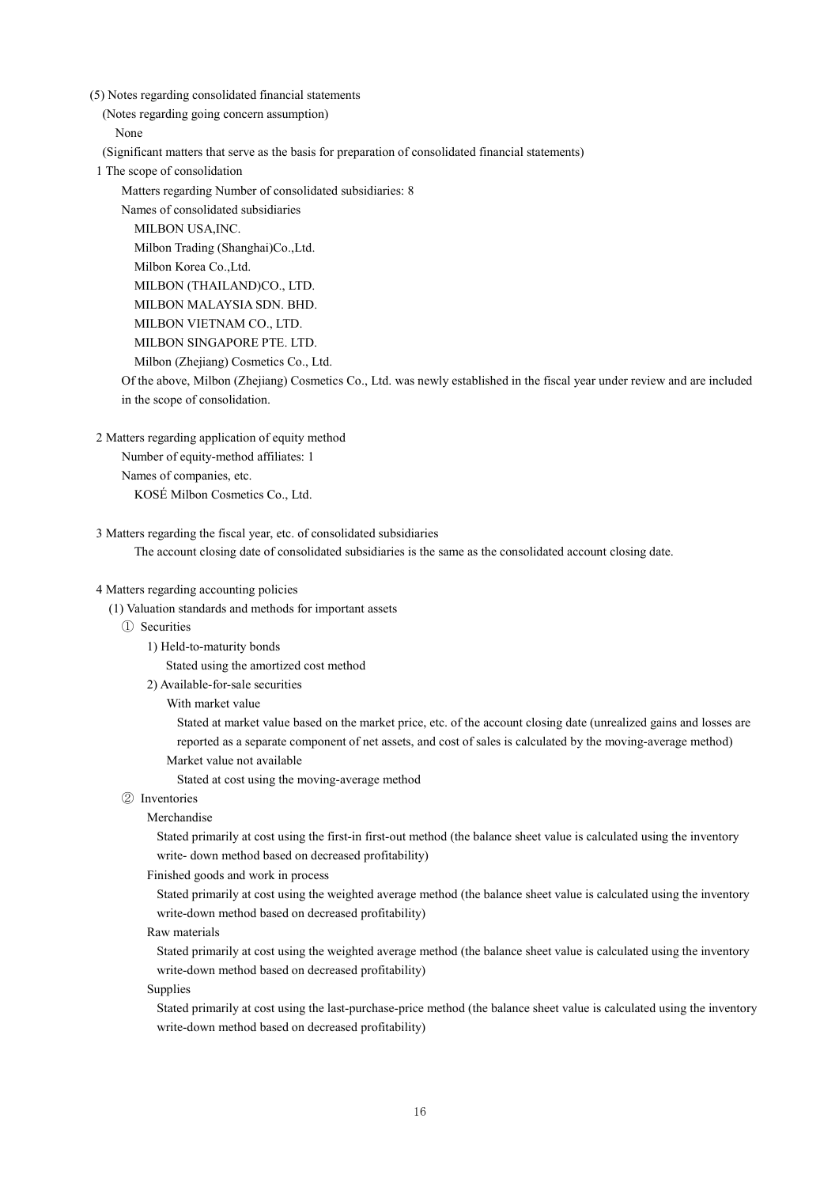(5) Notes regarding consolidated financial statements

(Notes regarding going concern assumption)

None

(Significant matters that serve as the basis for preparation of consolidated financial statements)

1 The scope of consolidation

Matters regarding Number of consolidated subsidiaries: 8

Names of consolidated subsidiaries

MILBON USA,INC.
Milbon Trading (Shanghai)Co.,Ltd.
Milbon Korea Co.,Ltd.
MILBON (THAILAND)CO., LTD.
MILBON MALAYSIA SDN. BHD.
MILBON VIETNAM CO., LTD.
MILBON SINGAPORE PTE. LTD.
Milbon (Zhejiang) Cosmetics Co., Ltd.

Of the above, Milbon (Zhejiang) Cosmetics Co., Ltd. was newly established in the fiscal year under review and are included in the scope of consolidation.

2 Matters regarding application of equity method

Number of equity-method affiliates: 1

Names of companies, etc.

KOSÉ Milbon Cosmetics Co., Ltd.

3 Matters regarding the fiscal year, etc. of consolidated subsidiaries

The account closing date of consolidated subsidiaries is the same as the consolidated account closing date.

4 Matters regarding accounting policies

(1) Valuation standards and methods for important assets

① Securities

1) Held-to-maturity bonds

Stated using the amortized cost method

2) Available-for-sale securities

With market value

Stated at market value based on the market price, etc. of the account closing date (unrealized gains and losses are reported as a separate component of net assets, and cost of sales is calculated by the moving-average method)

Market value not available

Stated at cost using the moving-average method

② Inventories

Merchandise

Stated primarily at cost using the first-in first-out method (the balance sheet value is calculated using the inventory write- down method based on decreased profitability)

Finished goods and work in process

Stated primarily at cost using the weighted average method (the balance sheet value is calculated using the inventory write-down method based on decreased profitability)

Raw materials

Stated primarily at cost using the weighted average method (the balance sheet value is calculated using the inventory write-down method based on decreased profitability)

Supplies

Stated primarily at cost using the last-purchase-price method (the balance sheet value is calculated using the inventory write-down method based on decreased profitability)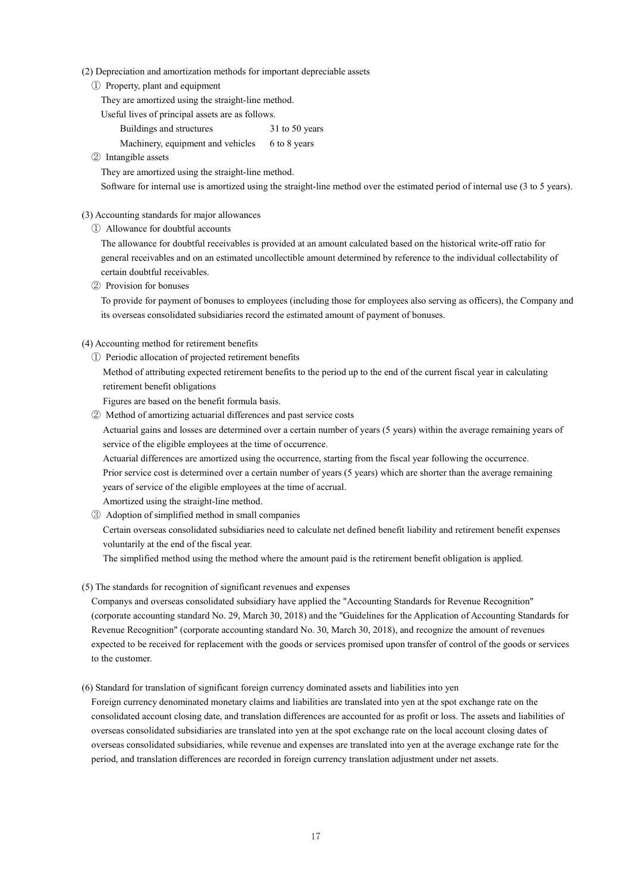(2) Depreciation and amortization methods for important depreciable assets

① Property, plant and equipment

They are amortized using the straight-line method.

Useful lives of principal assets are as follows.

| | |
|---|---|
| Buildings and structures | 31 to 50 years |
| Machinery, equipment and vehicles | 6 to 8 years |

② Intangible assets

They are amortized using the straight-line method.

Software for internal use is amortized using the straight-line method over the estimated period of internal use (3 to 5 years).

(3) Accounting standards for major allowances

① Allowance for doubtful accounts

The allowance for doubtful receivables is provided at an amount calculated based on the historical write-off ratio for general receivables and on an estimated uncollectible amount determined by reference to the individual collectability of certain doubtful receivables.

② Provision for bonuses

To provide for payment of bonuses to employees (including those for employees also serving as officers), the Company and its overseas consolidated subsidiaries record the estimated amount of payment of bonuses.

(4) Accounting method for retirement benefits

① Periodic allocation of projected retirement benefits

Method of attributing expected retirement benefits to the period up to the end of the current fiscal year in calculating retirement benefit obligations

Figures are based on the benefit formula basis.

② Method of amortizing actuarial differences and past service costs

Actuarial gains and losses are determined over a certain number of years (5 years) within the average remaining years of service of the eligible employees at the time of occurrence.

Actuarial differences are amortized using the occurrence, starting from the fiscal year following the occurrence.

Prior service cost is determined over a certain number of years (5 years) which are shorter than the average remaining years of service of the eligible employees at the time of accrual.

Amortized using the straight-line method.

③ Adoption of simplified method in small companies

Certain overseas consolidated subsidiaries need to calculate net defined benefit liability and retirement benefit expenses voluntarily at the end of the fiscal year.

The simplified method using the method where the amount paid is the retirement benefit obligation is applied.

(5) The standards for recognition of significant revenues and expenses

Companys and overseas consolidated subsidiary have applied the "Accounting Standards for Revenue Recognition" (corporate accounting standard No. 29, March 30, 2018) and the "Guidelines for the Application of Accounting Standards for Revenue Recognition" (corporate accounting standard No. 30, March 30, 2018), and recognize the amount of revenues expected to be received for replacement with the goods or services promised upon transfer of control of the goods or services to the customer.

(6) Standard for translation of significant foreign currency dominated assets and liabilities into yen

Foreign currency denominated monetary claims and liabilities are translated into yen at the spot exchange rate on the consolidated account closing date, and translation differences are accounted for as profit or loss. The assets and liabilities of overseas consolidated subsidiaries are translated into yen at the spot exchange rate on the local account closing dates of overseas consolidated subsidiaries, while revenue and expenses are translated into yen at the average exchange rate for the period, and translation differences are recorded in foreign currency translation adjustment under net assets.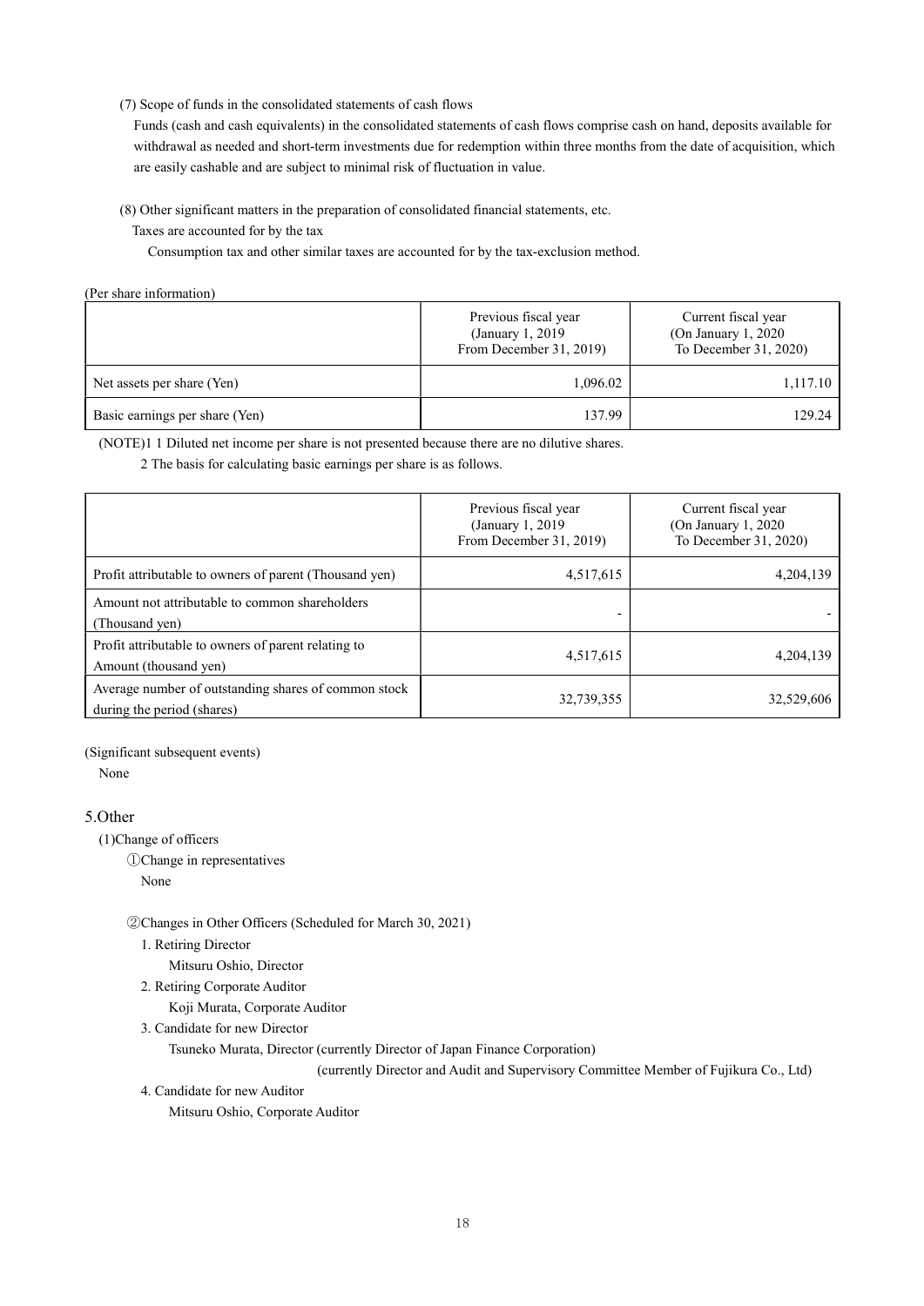(7) Scope of funds in the consolidated statements of cash flows

Funds (cash and cash equivalents) in the consolidated statements of cash flows comprise cash on hand, deposits available for withdrawal as needed and short-term investments due for redemption within three months from the date of acquisition, which are easily cashable and are subject to minimal risk of fluctuation in value.

(8) Other significant matters in the preparation of consolidated financial statements, etc.

Taxes are accounted for by the tax

Consumption tax and other similar taxes are accounted for by the tax-exclusion method.

(Per share information)

| | Previous fiscal year (January 1, 2019 From December 31, 2019) | Current fiscal year (On January 1, 2020 To December 31, 2020) |
|---|---|---|
| Net assets per share (Yen) | 1,096.02 | 1,117.10 |
| Basic earnings per share (Yen) | 137.99 | 129.24 |

(NOTE)1 1 Diluted net income per share is not presented because there are no dilutive shares.

2 The basis for calculating basic earnings per share is as follows.

| | Previous fiscal year (January 1, 2019 From December 31, 2019) | Current fiscal year (On January 1, 2020 To December 31, 2020) |
|---|---|---|
| Profit attributable to owners of parent (Thousand yen) | 4,517,615 | 4,204,139 |
| Amount not attributable to common shareholders (Thousand yen) | - | - |
| Profit attributable to owners of parent relating to Amount (thousand yen) | 4,517,615 | 4,204,139 |
| Average number of outstanding shares of common stock during the period (shares) | 32,739,355 | 32,529,606 |

(Significant subsequent events)

None

## 5.Other

(1)Change of officers

①Change in representatives

None

②Changes in Other Officers (Scheduled for March 30, 2021)

1. Retiring Director

Mitsuru Oshio, Director

2. Retiring Corporate Auditor

Koji Murata, Corporate Auditor

3. Candidate for new Director

Tsuneko Murata, Director (currently Director of Japan Finance Corporation)

(currently Director and Audit and Supervisory Committee Member of Fujikura Co., Ltd)

4. Candidate for new Auditor

Mitsuru Oshio, Corporate Auditor